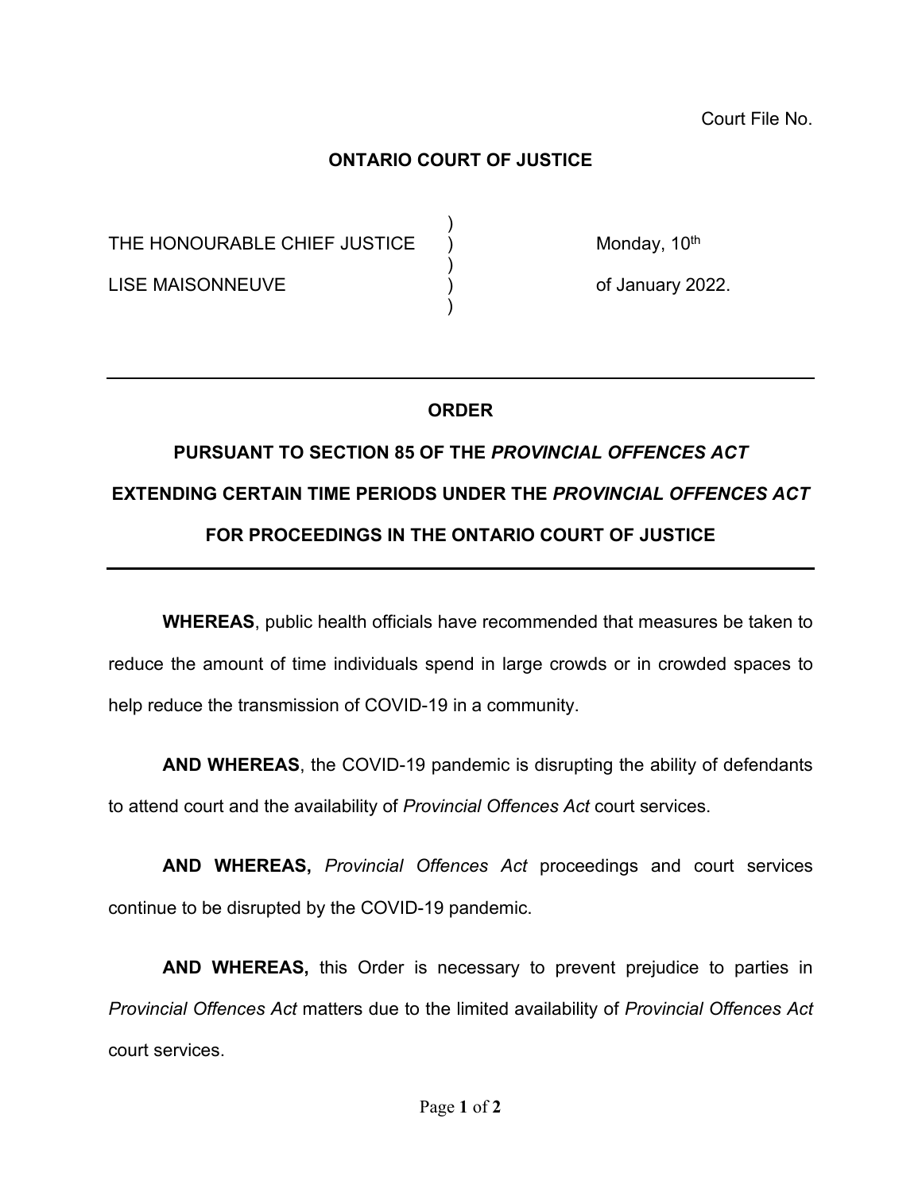Court File No.

**ONTARIO COURT OF JUSTICE**

| | | |
|---|---|---|
| THE HONOURABLE CHIEF JUSTICE | ) | Monday, 10th |
| LISE MAISONNEUVE | ) | of January 2022. |

---

**ORDER**

**PURSUANT TO SECTION 85 OF THE *PROVINCIAL OFFENCES ACT***

**EXTENDING CERTAIN TIME PERIODS UNDER THE *PROVINCIAL OFFENCES ACT***

**FOR PROCEEDINGS IN THE ONTARIO COURT OF JUSTICE**

---

**WHEREAS**, public health officials have recommended that measures be taken to reduce the amount of time individuals spend in large crowds or in crowded spaces to help reduce the transmission of COVID-19 in a community.

**AND WHEREAS**, the COVID-19 pandemic is disrupting the ability of defendants to attend court and the availability of *Provincial Offences Act* court services.

**AND WHEREAS,** *Provincial Offences Act* proceedings and court services continue to be disrupted by the COVID-19 pandemic.

**AND WHEREAS,** this Order is necessary to prevent prejudice to parties in *Provincial Offences Act* matters due to the limited availability of *Provincial Offences Act* court services.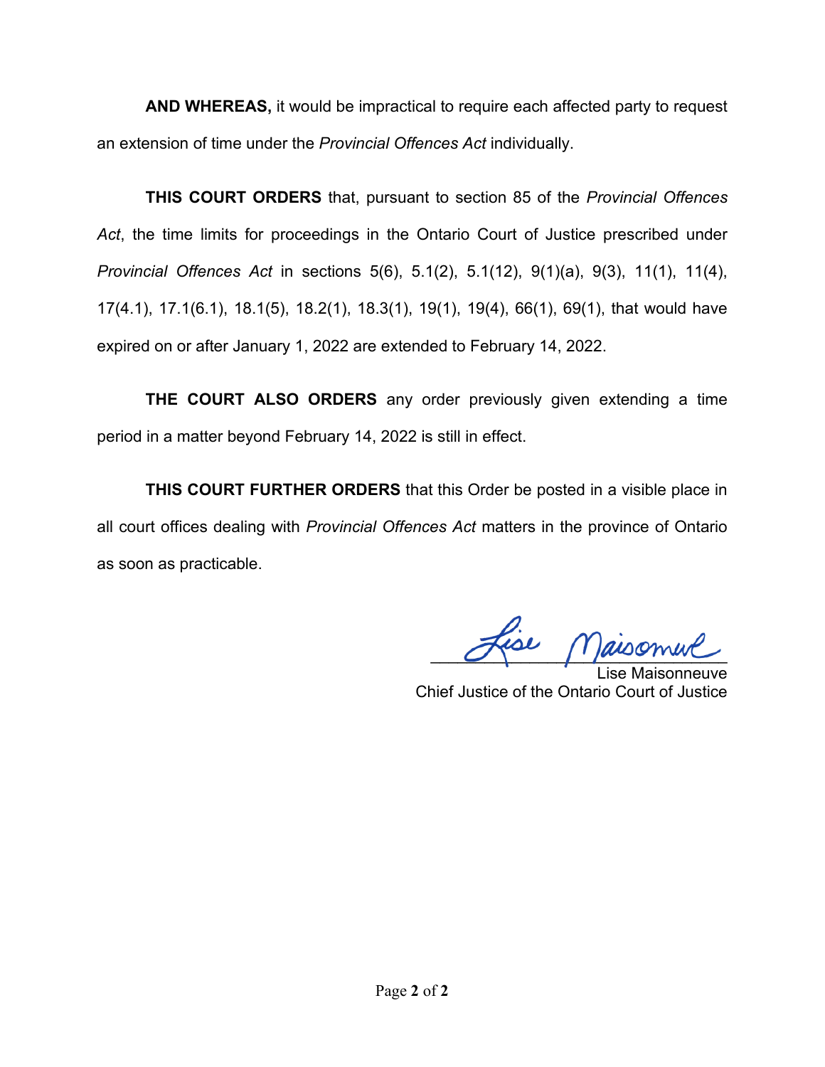**AND WHEREAS,** it would be impractical to require each affected party to request an extension of time under the *Provincial Offences Act* individually.

**THIS COURT ORDERS** that, pursuant to section 85 of the *Provincial Offences Act*, the time limits for proceedings in the Ontario Court of Justice prescribed under *Provincial Offences Act* in sections 5(6), 5.1(2), 5.1(12), 9(1)(a), 9(3), 11(1), 11(4), 17(4.1), 17.1(6.1), 18.1(5), 18.2(1), 18.3(1), 19(1), 19(4), 66(1), 69(1), that would have expired on or after January 1, 2022 are extended to February 14, 2022.

**THE COURT ALSO ORDERS** any order previously given extending a time period in a matter beyond February 14, 2022 is still in effect.

**THIS COURT FURTHER ORDERS** that this Order be posted in a visible place in all court offices dealing with *Provincial Offences Act* matters in the province of Ontario as soon as practicable.

Lise Maisonneuve
Chief Justice of the Ontario Court of Justice